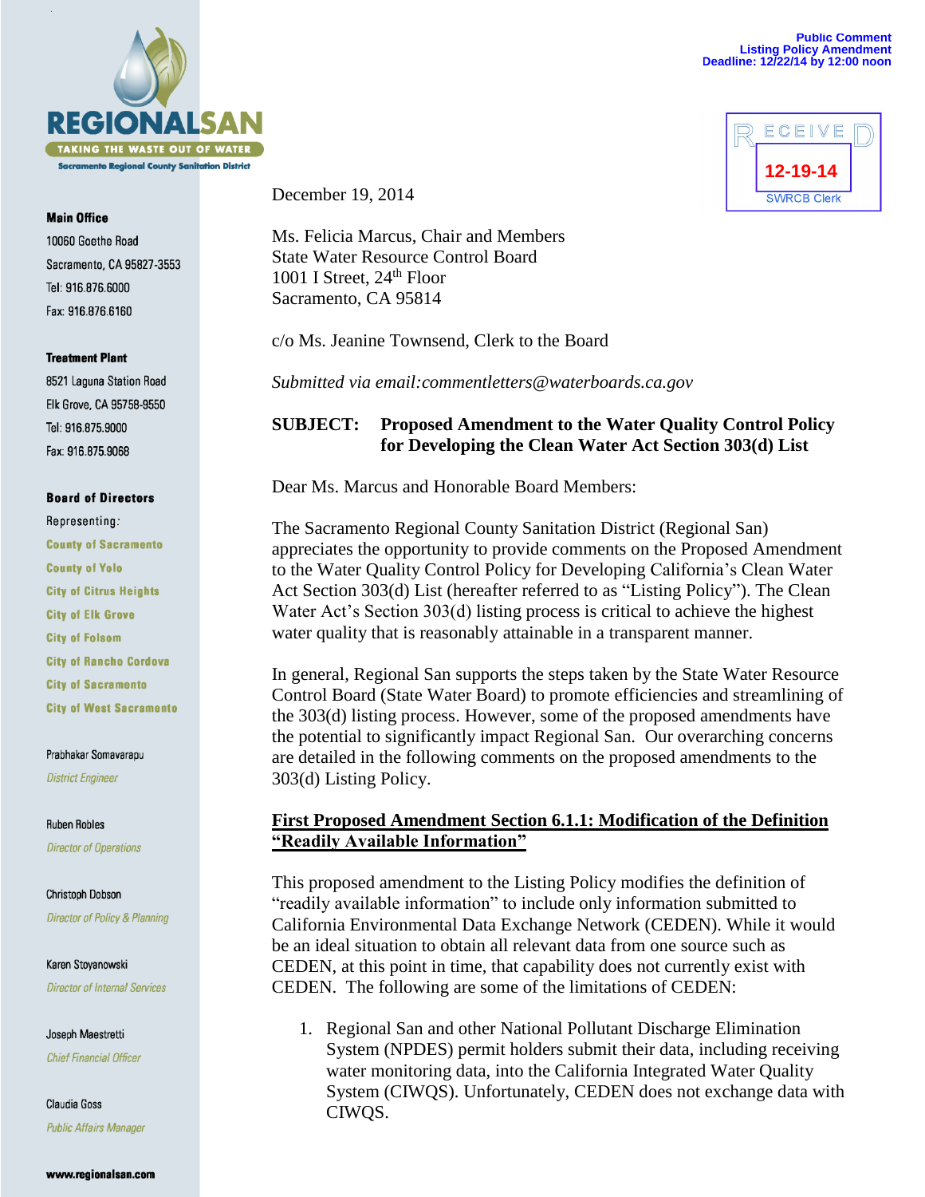REGIONALSAN

TAKING THE WASTE OUT OF WATER

Sacramento Regional County Sanitation District

**Main Office**
10060 Goethe Road
Sacramento, CA 95827-3553
Tel: 916.876.6000
Fax: 916.876.6160

**Treatment Plant**
8521 Laguna Station Road
Elk Grove, CA 95758-9550
Tel: 916.875.9000
Fax: 916.875.9068

**Board of Directors**
Representing:
County of Sacramento
County of Yolo
City of Citrus Heights
City of Elk Grove
City of Folsom
City of Rancho Cordova
City of Sacramento
City of West Sacramento

Prabhakar Somavarapu
*District Engineer*

Ruben Robles
*Director of Operations*

Christoph Dobson
*Director of Policy & Planning*

Karen Stoyanowski
*Director of Internal Services*

Joseph Maestretti
*Chief Financial Officer*

Claudia Goss
*Public Affairs Manager*

www.regionalsan.com

**Public Comment**
**Listing Policy Amendment**
**Deadline: 12/22/14 by 12:00 noon**

RECEIVED
12-19-14
SWRCB Clerk

December 19, 2014

Ms. Felicia Marcus, Chair and Members
State Water Resource Control Board
1001 I Street, 24th Floor
Sacramento, CA 95814

c/o Ms. Jeanine Townsend, Clerk to the Board

*Submitted via email:commentletters@waterboards.ca.gov*

**SUBJECT: Proposed Amendment to the Water Quality Control Policy for Developing the Clean Water Act Section 303(d) List**

Dear Ms. Marcus and Honorable Board Members:

The Sacramento Regional County Sanitation District (Regional San) appreciates the opportunity to provide comments on the Proposed Amendment to the Water Quality Control Policy for Developing California's Clean Water Act Section 303(d) List (hereafter referred to as "Listing Policy"). The Clean Water Act's Section 303(d) listing process is critical to achieve the highest water quality that is reasonably attainable in a transparent manner.

In general, Regional San supports the steps taken by the State Water Resource Control Board (State Water Board) to promote efficiencies and streamlining of the 303(d) listing process. However, some of the proposed amendments have the potential to significantly impact Regional San. Our overarching concerns are detailed in the following comments on the proposed amendments to the 303(d) Listing Policy.

**First Proposed Amendment Section 6.1.1: Modification of the Definition "Readily Available Information"**

This proposed amendment to the Listing Policy modifies the definition of "readily available information" to include only information submitted to California Environmental Data Exchange Network (CEDEN). While it would be an ideal situation to obtain all relevant data from one source such as CEDEN, at this point in time, that capability does not currently exist with CEDEN. The following are some of the limitations of CEDEN:

1. Regional San and other National Pollutant Discharge Elimination System (NPDES) permit holders submit their data, including receiving water monitoring data, into the California Integrated Water Quality System (CIWQS). Unfortunately, CEDEN does not exchange data with CIWQS.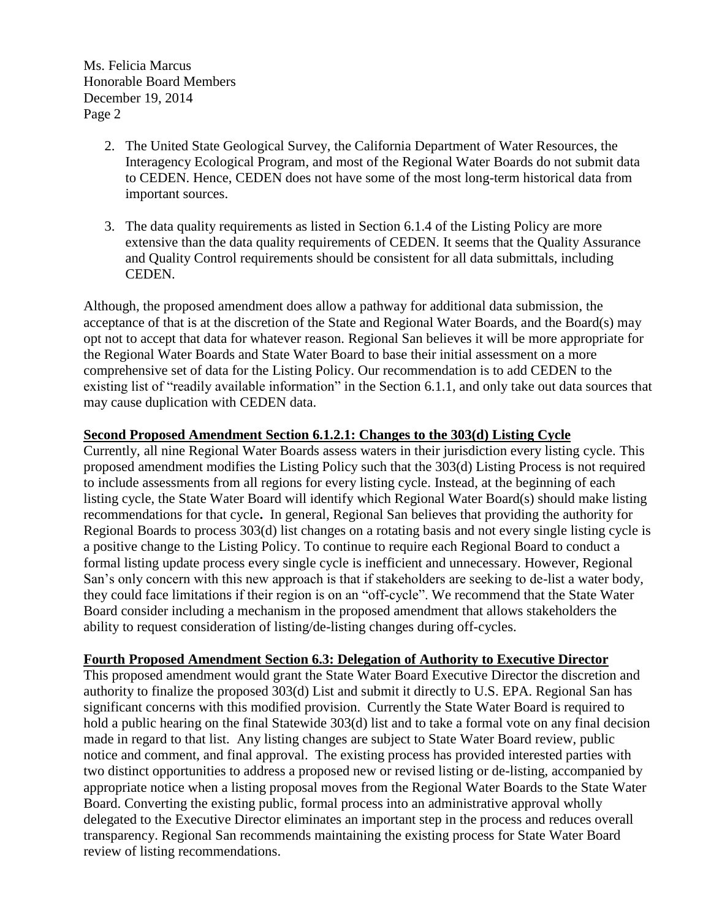2. The United State Geological Survey, the California Department of Water Resources, the Interagency Ecological Program, and most of the Regional Water Boards do not submit data to CEDEN. Hence, CEDEN does not have some of the most long-term historical data from important sources.

3. The data quality requirements as listed in Section 6.1.4 of the Listing Policy are more extensive than the data quality requirements of CEDEN. It seems that the Quality Assurance and Quality Control requirements should be consistent for all data submittals, including CEDEN.

Although, the proposed amendment does allow a pathway for additional data submission, the acceptance of that is at the discretion of the State and Regional Water Boards, and the Board(s) may opt not to accept that data for whatever reason. Regional San believes it will be more appropriate for the Regional Water Boards and State Water Board to base their initial assessment on a more comprehensive set of data for the Listing Policy. Our recommendation is to add CEDEN to the existing list of "readily available information" in the Section 6.1.1, and only take out data sources that may cause duplication with CEDEN data.

**Second Proposed Amendment Section 6.1.2.1: Changes to the 303(d) Listing Cycle**

Currently, all nine Regional Water Boards assess waters in their jurisdiction every listing cycle. This proposed amendment modifies the Listing Policy such that the 303(d) Listing Process is not required to include assessments from all regions for every listing cycle. Instead, at the beginning of each listing cycle, the State Water Board will identify which Regional Water Board(s) should make listing recommendations for that cycle. In general, Regional San believes that providing the authority for Regional Boards to process 303(d) list changes on a rotating basis and not every single listing cycle is a positive change to the Listing Policy. To continue to require each Regional Board to conduct a formal listing update process every single cycle is inefficient and unnecessary. However, Regional San's only concern with this new approach is that if stakeholders are seeking to de-list a water body, they could face limitations if their region is on an "off-cycle". We recommend that the State Water Board consider including a mechanism in the proposed amendment that allows stakeholders the ability to request consideration of listing/de-listing changes during off-cycles.

**Fourth Proposed Amendment Section 6.3: Delegation of Authority to Executive Director**

This proposed amendment would grant the State Water Board Executive Director the discretion and authority to finalize the proposed 303(d) List and submit it directly to U.S. EPA. Regional San has significant concerns with this modified provision. Currently the State Water Board is required to hold a public hearing on the final Statewide 303(d) list and to take a formal vote on any final decision made in regard to that list. Any listing changes are subject to State Water Board review, public notice and comment, and final approval. The existing process has provided interested parties with two distinct opportunities to address a proposed new or revised listing or de-listing, accompanied by appropriate notice when a listing proposal moves from the Regional Water Boards to the State Water Board. Converting the existing public, formal process into an administrative approval wholly delegated to the Executive Director eliminates an important step in the process and reduces overall transparency. Regional San recommends maintaining the existing process for State Water Board review of listing recommendations.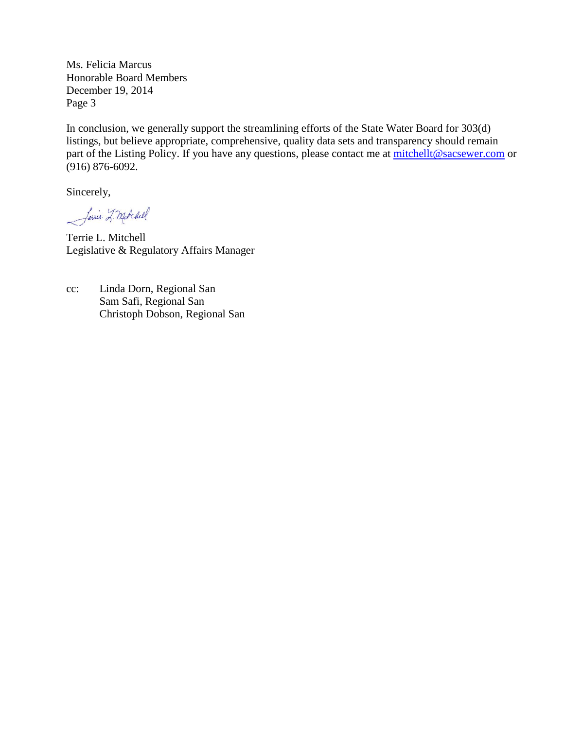Ms. Felicia Marcus
Honorable Board Members
December 19, 2014
Page 3

In conclusion, we generally support the streamlining efforts of the State Water Board for 303(d) listings, but believe appropriate, comprehensive, quality data sets and transparency should remain part of the Listing Policy. If you have any questions, please contact me at mitchellt@sacsewer.com or (916) 876-6092.

Sincerely,

Terrie L. Mitchell
Legislative & Regulatory Affairs Manager

cc: Linda Dorn, Regional San
Sam Safi, Regional San
Christoph Dobson, Regional San